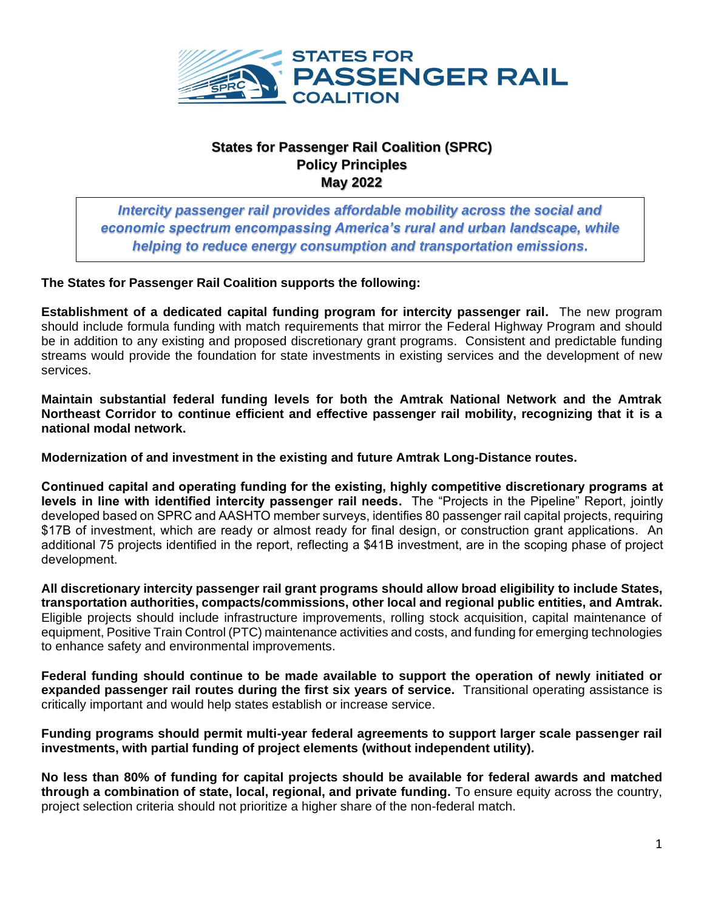# States for Passenger Rail Coalition (SPRC)
## Policy Principles
## May 2022

*Intercity passenger rail provides affordable mobility across the social and economic spectrum encompassing America's rural and urban landscape, while helping to reduce energy consumption and transportation emissions.*

**The States for Passenger Rail Coalition supports the following:**

**Establishment of a dedicated capital funding program for intercity passenger rail.** The new program should include formula funding with match requirements that mirror the Federal Highway Program and should be in addition to any existing and proposed discretionary grant programs. Consistent and predictable funding streams would provide the foundation for state investments in existing services and the development of new services.

**Maintain substantial federal funding levels for both the Amtrak National Network and the Amtrak Northeast Corridor to continue efficient and effective passenger rail mobility, recognizing that it is a national modal network.**

**Modernization of and investment in the existing and future Amtrak Long-Distance routes.**

**Continued capital and operating funding for the existing, highly competitive discretionary programs at levels in line with identified intercity passenger rail needs.** The "Projects in the Pipeline" Report, jointly developed based on SPRC and AASHTO member surveys, identifies 80 passenger rail capital projects, requiring $17B of investment, which are ready or almost ready for final design, or construction grant applications. An additional 75 projects identified in the report, reflecting a $41B investment, are in the scoping phase of project development.

**All discretionary intercity passenger rail grant programs should allow broad eligibility to include States, transportation authorities, compacts/commissions, other local and regional public entities, and Amtrak.** Eligible projects should include infrastructure improvements, rolling stock acquisition, capital maintenance of equipment, Positive Train Control (PTC) maintenance activities and costs, and funding for emerging technologies to enhance safety and environmental improvements.

**Federal funding should continue to be made available to support the operation of newly initiated or expanded passenger rail routes during the first six years of service.** Transitional operating assistance is critically important and would help states establish or increase service.

**Funding programs should permit multi-year federal agreements to support larger scale passenger rail investments, with partial funding of project elements (without independent utility).**

**No less than 80% of funding for capital projects should be available for federal awards and matched through a combination of state, local, regional, and private funding.** To ensure equity across the country, project selection criteria should not prioritize a higher share of the non-federal match.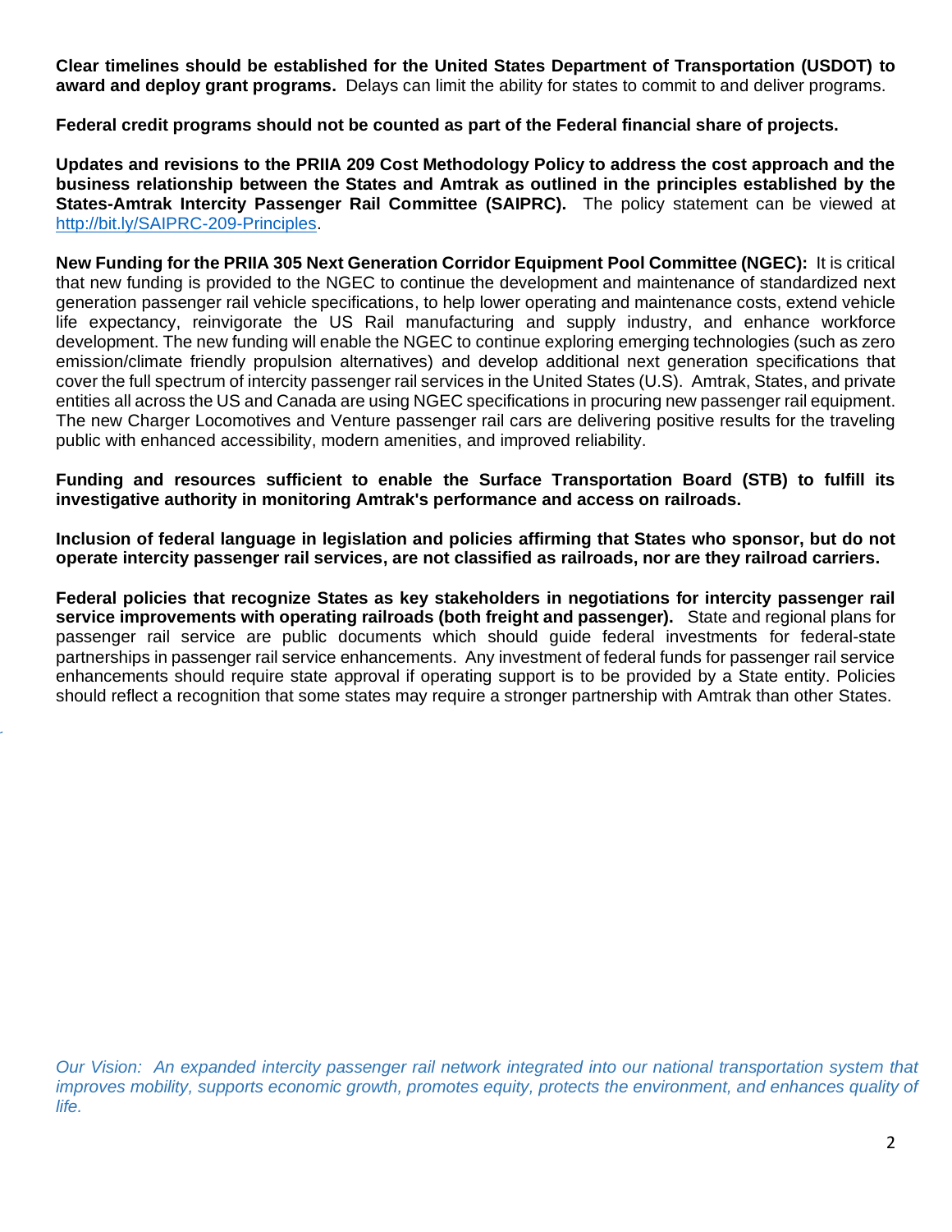**Clear timelines should be established for the United States Department of Transportation (USDOT) to award and deploy grant programs.** Delays can limit the ability for states to commit to and deliver programs.

**Federal credit programs should not be counted as part of the Federal financial share of projects.**

**Updates and revisions to the PRIIA 209 Cost Methodology Policy to address the cost approach and the business relationship between the States and Amtrak as outlined in the principles established by the States-Amtrak Intercity Passenger Rail Committee (SAIPRC).** The policy statement can be viewed at http://bit.ly/SAIPRC-209-Principles.

**New Funding for the PRIIA 305 Next Generation Corridor Equipment Pool Committee (NGEC):** It is critical that new funding is provided to the NGEC to continue the development and maintenance of standardized next generation passenger rail vehicle specifications, to help lower operating and maintenance costs, extend vehicle life expectancy, reinvigorate the US Rail manufacturing and supply industry, and enhance workforce development. The new funding will enable the NGEC to continue exploring emerging technologies (such as zero emission/climate friendly propulsion alternatives) and develop additional next generation specifications that cover the full spectrum of intercity passenger rail services in the United States (U.S). Amtrak, States, and private entities all across the US and Canada are using NGEC specifications in procuring new passenger rail equipment. The new Charger Locomotives and Venture passenger rail cars are delivering positive results for the traveling public with enhanced accessibility, modern amenities, and improved reliability.

**Funding and resources sufficient to enable the Surface Transportation Board (STB) to fulfill its investigative authority in monitoring Amtrak's performance and access on railroads.**

**Inclusion of federal language in legislation and policies affirming that States who sponsor, but do not operate intercity passenger rail services, are not classified as railroads, nor are they railroad carriers.**

**Federal policies that recognize States as key stakeholders in negotiations for intercity passenger rail service improvements with operating railroads (both freight and passenger).** State and regional plans for passenger rail service are public documents which should guide federal investments for federal-state partnerships in passenger rail service enhancements. Any investment of federal funds for passenger rail service enhancements should require state approval if operating support is to be provided by a State entity. Policies should reflect a recognition that some states may require a stronger partnership with Amtrak than other States.

*Our Vision: An expanded intercity passenger rail network integrated into our national transportation system that improves mobility, supports economic growth, promotes equity, protects the environment, and enhances quality of life.*